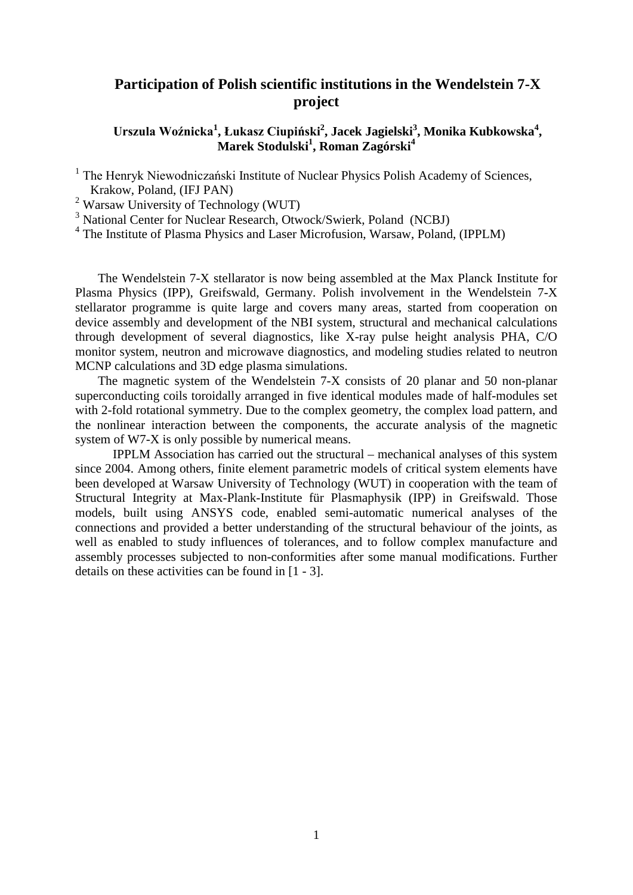# Participation of Polish scientific institutions in the Wendelstein 7-X project

**Urszula Woźnicka[1], Łukasz Ciupiński[2], Jacek Jagielski[3], Monika Kubkowska[4], Marek Stodulski[1], Roman Zagórski[4]**

[1] The Henryk Niewodniczański Institute of Nuclear Physics Polish Academy of Sciences, Krakow, Poland, (IFJ PAN)
[2] Warsaw University of Technology (WUT)
[3] National Center for Nuclear Research, Otwock/Swierk, Poland (NCBJ)
[4] The Institute of Plasma Physics and Laser Microfusion, Warsaw, Poland, (IPPLM)

The Wendelstein 7-X stellarator is now being assembled at the Max Planck Institute for Plasma Physics (IPP), Greifswald, Germany. Polish involvement in the Wendelstein 7-X stellarator programme is quite large and covers many areas, started from cooperation on device assembly and development of the NBI system, structural and mechanical calculations through development of several diagnostics, like X-ray pulse height analysis PHA, C/O monitor system, neutron and microwave diagnostics, and modeling studies related to neutron MCNP calculations and 3D edge plasma simulations.

The magnetic system of the Wendelstein 7-X consists of 20 planar and 50 non-planar superconducting coils toroidally arranged in five identical modules made of half-modules set with 2-fold rotational symmetry. Due to the complex geometry, the complex load pattern, and the nonlinear interaction between the components, the accurate analysis of the magnetic system of W7-X is only possible by numerical means.

IPPLM Association has carried out the structural – mechanical analyses of this system since 2004. Among others, finite element parametric models of critical system elements have been developed at Warsaw University of Technology (WUT) in cooperation with the team of Structural Integrity at Max-Plank-Institute für Plasmaphysik (IPP) in Greifswald. Those models, built using ANSYS code, enabled semi-automatic numerical analyses of the connections and provided a better understanding of the structural behaviour of the joints, as well as enabled to study influences of tolerances, and to follow complex manufacture and assembly processes subjected to non-conformities after some manual modifications. Further details on these activities can be found in [1 - 3].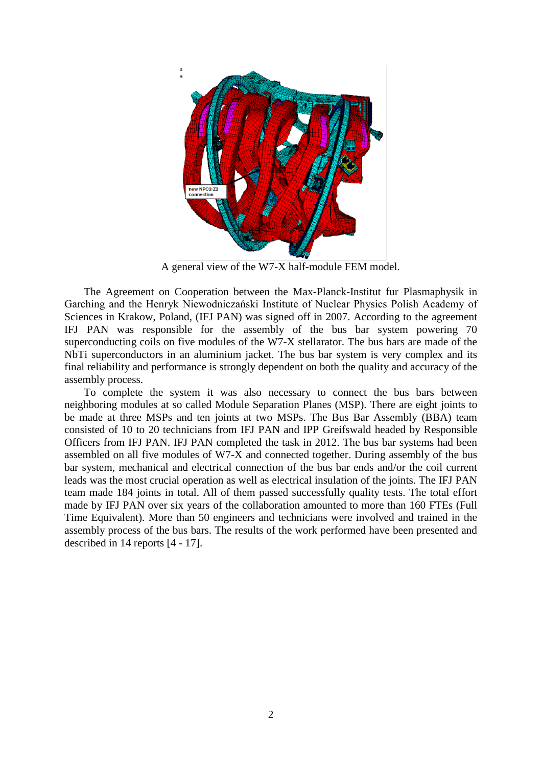A general view of the W7-X half-module FEM model.

The Agreement on Cooperation between the Max-Planck-Institut fur Plasmaphysik in Garching and the Henryk Niewodniczański Institute of Nuclear Physics Polish Academy of Sciences in Krakow, Poland, (IFJ PAN) was signed off in 2007. According to the agreement IFJ PAN was responsible for the assembly of the bus bar system powering 70 superconducting coils on five modules of the W7-X stellarator. The bus bars are made of the NbTi superconductors in an aluminium jacket. The bus bar system is very complex and its final reliability and performance is strongly dependent on both the quality and accuracy of the assembly process.

To complete the system it was also necessary to connect the bus bars between neighboring modules at so called Module Separation Planes (MSP). There are eight joints to be made at three MSPs and ten joints at two MSPs. The Bus Bar Assembly (BBA) team consisted of 10 to 20 technicians from IFJ PAN and IPP Greifswald headed by Responsible Officers from IFJ PAN. IFJ PAN completed the task in 2012. The bus bar systems had been assembled on all five modules of W7-X and connected together. During assembly of the bus bar system, mechanical and electrical connection of the bus bar ends and/or the coil current leads was the most crucial operation as well as electrical insulation of the joints. The IFJ PAN team made 184 joints in total. All of them passed successfully quality tests. The total effort made by IFJ PAN over six years of the collaboration amounted to more than 160 FTEs (Full Time Equivalent). More than 50 engineers and technicians were involved and trained in the assembly process of the bus bars. The results of the work performed have been presented and described in 14 reports [4 - 17].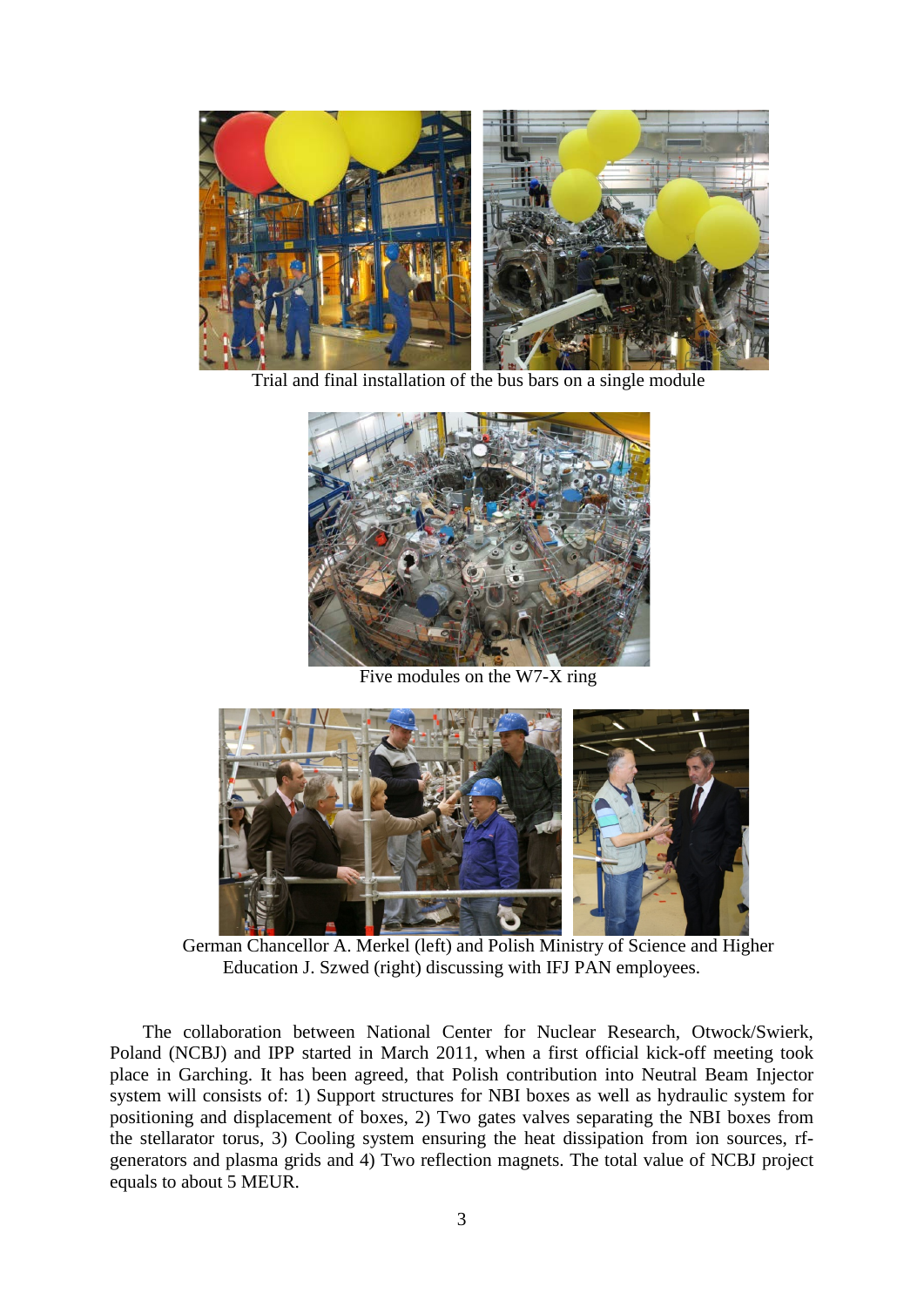Trial and final installation of the bus bars on a single module

Five modules on the W7-X ring

German Chancellor A. Merkel (left) and Polish Ministry of Science and Higher Education J. Szwed (right) discussing with IFJ PAN employees.

The collaboration between National Center for Nuclear Research, Otwock/Swierk, Poland (NCBJ) and IPP started in March 2011, when a first official kick-off meeting took place in Garching. It has been agreed, that Polish contribution into Neutral Beam Injector system will consists of: 1) Support structures for NBI boxes as well as hydraulic system for positioning and displacement of boxes, 2) Two gates valves separating the NBI boxes from the stellarator torus, 3) Cooling system ensuring the heat dissipation from ion sources, rf-generators and plasma grids and 4) Two reflection magnets. The total value of NCBJ project equals to about 5 MEUR.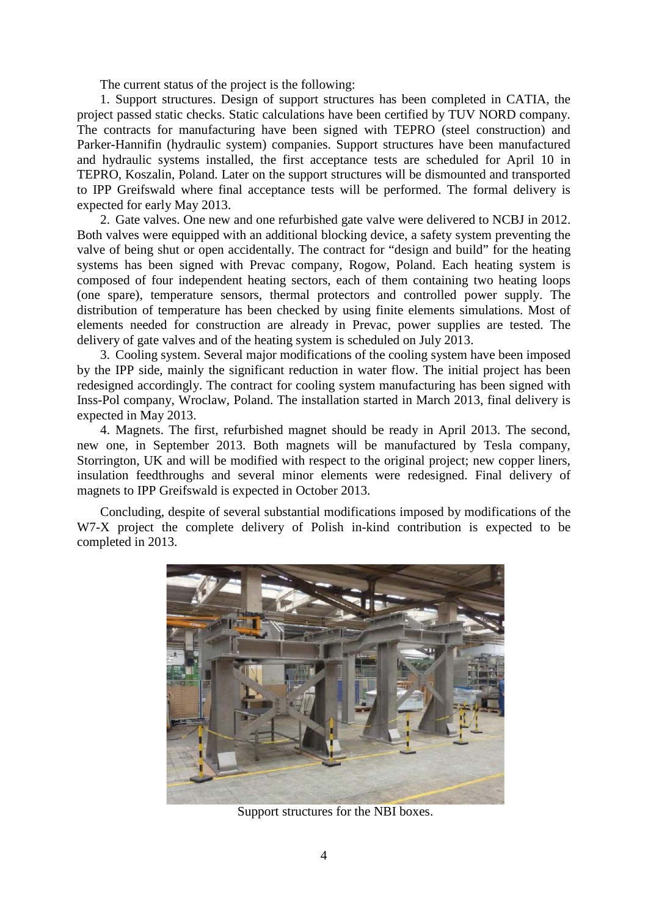The current status of the project is the following:

1. Support structures. Design of support structures has been completed in CATIA, the project passed static checks. Static calculations have been certified by TUV NORD company. The contracts for manufacturing have been signed with TEPRO (steel construction) and Parker-Hannifin (hydraulic system) companies. Support structures have been manufactured and hydraulic systems installed, the first acceptance tests are scheduled for April 10 in TEPRO, Koszalin, Poland. Later on the support structures will be dismounted and transported to IPP Greifswald where final acceptance tests will be performed. The formal delivery is expected for early May 2013.

2. Gate valves. One new and one refurbished gate valve were delivered to NCBJ in 2012. Both valves were equipped with an additional blocking device, a safety system preventing the valve of being shut or open accidentally. The contract for "design and build" for the heating systems has been signed with Prevac company, Rogow, Poland. Each heating system is composed of four independent heating sectors, each of them containing two heating loops (one spare), temperature sensors, thermal protectors and controlled power supply. The distribution of temperature has been checked by using finite elements simulations. Most of elements needed for construction are already in Prevac, power supplies are tested. The delivery of gate valves and of the heating system is scheduled on July 2013.

3. Cooling system. Several major modifications of the cooling system have been imposed by the IPP side, mainly the significant reduction in water flow. The initial project has been redesigned accordingly. The contract for cooling system manufacturing has been signed with Inss-Pol company, Wroclaw, Poland. The installation started in March 2013, final delivery is expected in May 2013.

4. Magnets. The first, refurbished magnet should be ready in April 2013. The second, new one, in September 2013. Both magnets will be manufactured by Tesla company, Storrington, UK and will be modified with respect to the original project; new copper liners, insulation feedthroughs and several minor elements were redesigned. Final delivery of magnets to IPP Greifswald is expected in October 2013.

Concluding, despite of several substantial modifications imposed by modifications of the W7-X project the complete delivery of Polish in-kind contribution is expected to be completed in 2013.

Support structures for the NBI boxes.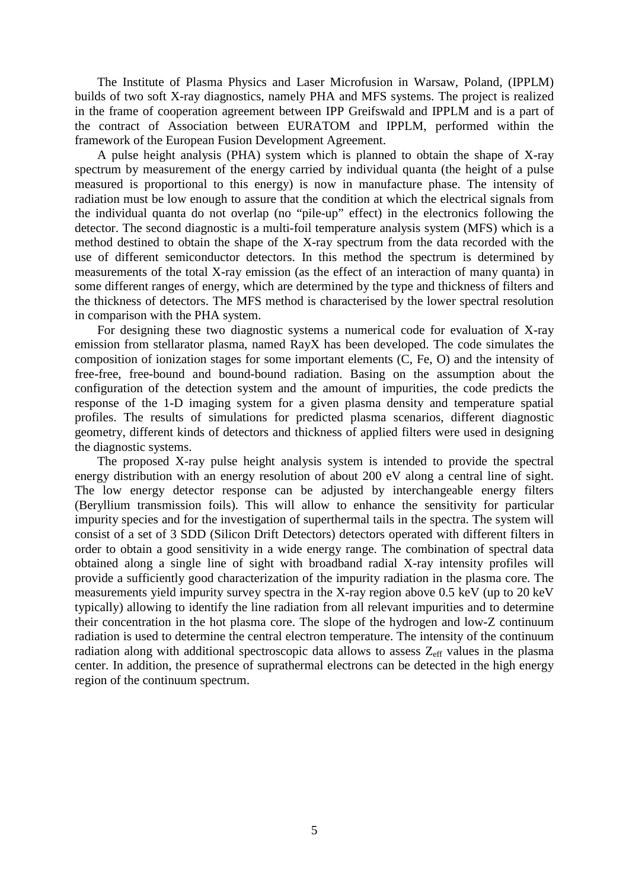The Institute of Plasma Physics and Laser Microfusion in Warsaw, Poland, (IPPLM) builds of two soft X-ray diagnostics, namely PHA and MFS systems. The project is realized in the frame of cooperation agreement between IPP Greifswald and IPPLM and is a part of the contract of Association between EURATOM and IPPLM, performed within the framework of the European Fusion Development Agreement.

A pulse height analysis (PHA) system which is planned to obtain the shape of X-ray spectrum by measurement of the energy carried by individual quanta (the height of a pulse measured is proportional to this energy) is now in manufacture phase. The intensity of radiation must be low enough to assure that the condition at which the electrical signals from the individual quanta do not overlap (no "pile-up" effect) in the electronics following the detector. The second diagnostic is a multi-foil temperature analysis system (MFS) which is a method destined to obtain the shape of the X-ray spectrum from the data recorded with the use of different semiconductor detectors. In this method the spectrum is determined by measurements of the total X-ray emission (as the effect of an interaction of many quanta) in some different ranges of energy, which are determined by the type and thickness of filters and the thickness of detectors. The MFS method is characterised by the lower spectral resolution in comparison with the PHA system.

For designing these two diagnostic systems a numerical code for evaluation of X-ray emission from stellarator plasma, named RayX has been developed. The code simulates the composition of ionization stages for some important elements (C, Fe, O) and the intensity of free-free, free-bound and bound-bound radiation. Basing on the assumption about the configuration of the detection system and the amount of impurities, the code predicts the response of the 1-D imaging system for a given plasma density and temperature spatial profiles. The results of simulations for predicted plasma scenarios, different diagnostic geometry, different kinds of detectors and thickness of applied filters were used in designing the diagnostic systems.

The proposed X-ray pulse height analysis system is intended to provide the spectral energy distribution with an energy resolution of about 200 eV along a central line of sight. The low energy detector response can be adjusted by interchangeable energy filters (Beryllium transmission foils). This will allow to enhance the sensitivity for particular impurity species and for the investigation of superthermal tails in the spectra. The system will consist of a set of 3 SDD (Silicon Drift Detectors) detectors operated with different filters in order to obtain a good sensitivity in a wide energy range. The combination of spectral data obtained along a single line of sight with broadband radial X-ray intensity profiles will provide a sufficiently good characterization of the impurity radiation in the plasma core. The measurements yield impurity survey spectra in the X-ray region above 0.5 keV (up to 20 keV typically) allowing to identify the line radiation from all relevant impurities and to determine their concentration in the hot plasma core. The slope of the hydrogen and low-Z continuum radiation is used to determine the central electron temperature. The intensity of the continuum radiation along with additional spectroscopic data allows to assess $Z_{eff}$ values in the plasma center. In addition, the presence of suprathermal electrons can be detected in the high energy region of the continuum spectrum.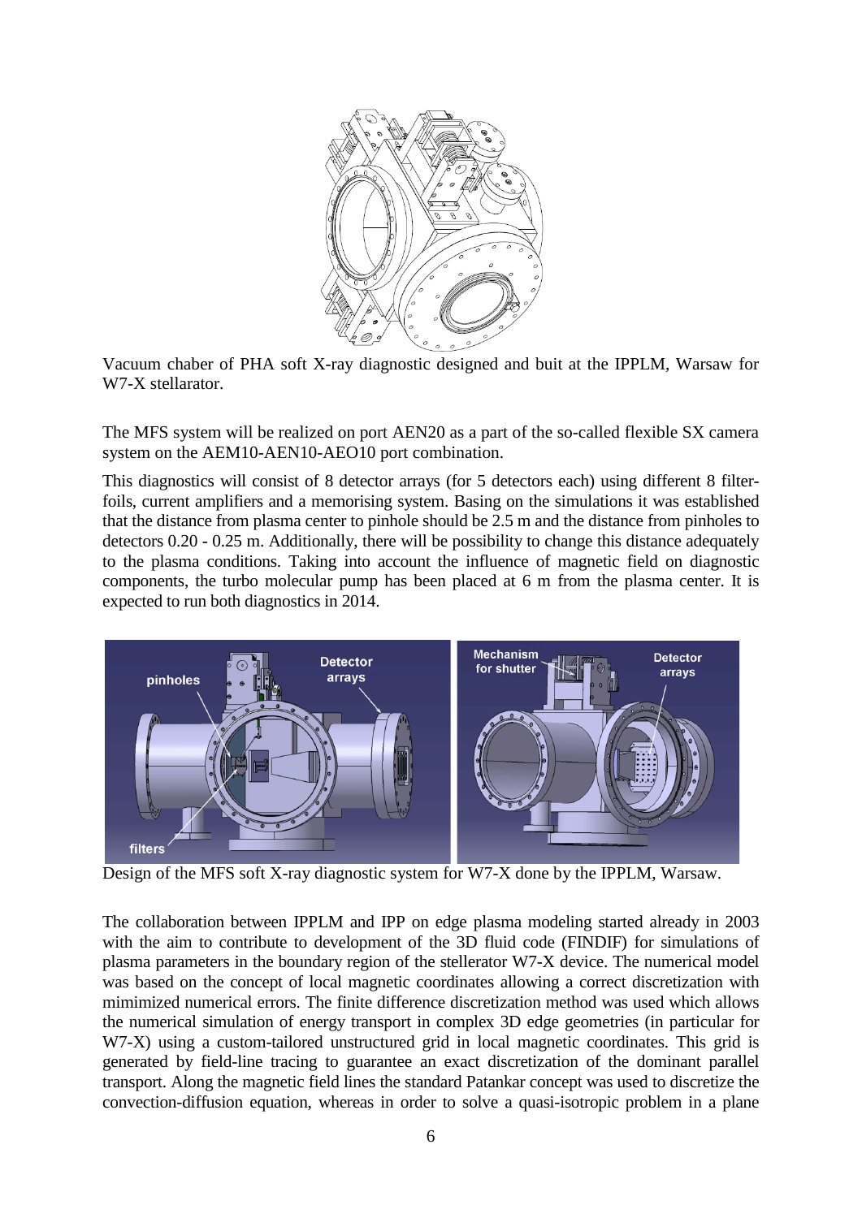Vacuum chaber of PHA soft X-ray diagnostic designed and buit at the IPPLM, Warsaw for W7-X stellarator.

The MFS system will be realized on port AEN20 as a part of the so-called flexible SX camera system on the AEM10-AEN10-AEO10 port combination.

This diagnostics will consist of 8 detector arrays (for 5 detectors each) using different 8 filter-foils, current amplifiers and a memorising system. Basing on the simulations it was established that the distance from plasma center to pinhole should be 2.5 m and the distance from pinholes to detectors 0.20 - 0.25 m. Additionally, there will be possibility to change this distance adequately to the plasma conditions. Taking into account the influence of magnetic field on diagnostic components, the turbo molecular pump has been placed at 6 m from the plasma center. It is expected to run both diagnostics in 2014.

Design of the MFS soft X-ray diagnostic system for W7-X done by the IPPLM, Warsaw.

The collaboration between IPPLM and IPP on edge plasma modeling started already in 2003 with the aim to contribute to development of the 3D fluid code (FINDIF) for simulations of plasma parameters in the boundary region of the stellerator W7-X device. The numerical model was based on the concept of local magnetic coordinates allowing a correct discretization with mimimized numerical errors. The finite difference discretization method was used which allows the numerical simulation of energy transport in complex 3D edge geometries (in particular for W7-X) using a custom-tailored unstructured grid in local magnetic coordinates. This grid is generated by field-line tracing to guarantee an exact discretization of the dominant parallel transport. Along the magnetic field lines the standard Patankar concept was used to discretize the convection-diffusion equation, whereas in order to solve a quasi-isotropic problem in a plane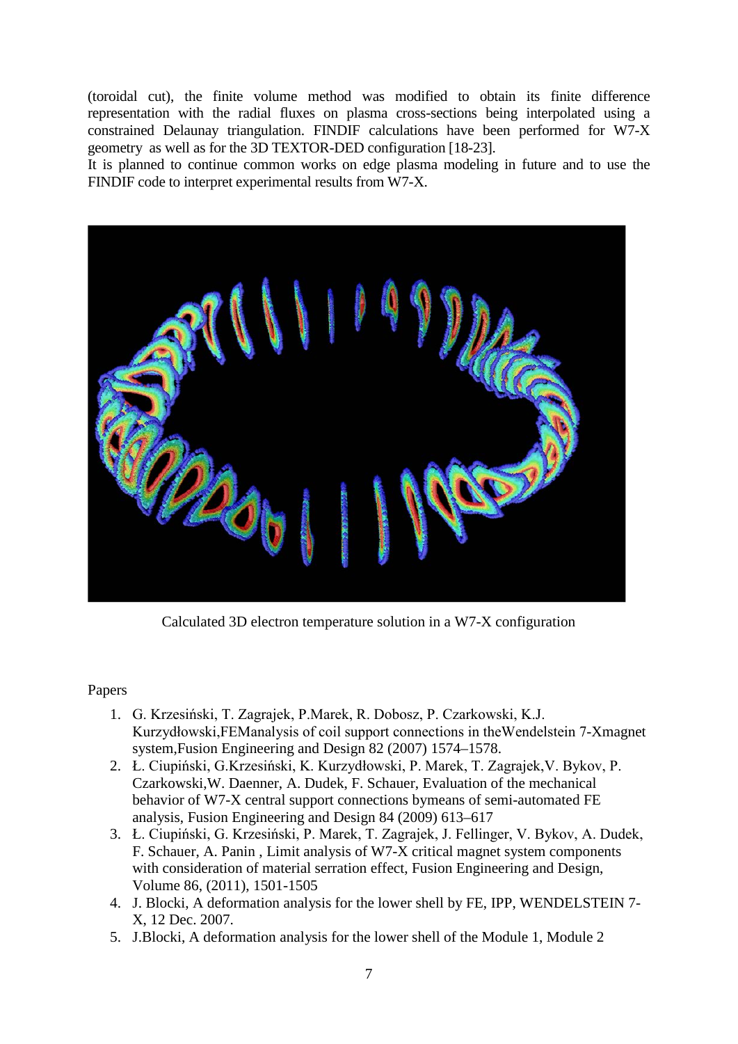(toroidal cut), the finite volume method was modified to obtain its finite difference representation with the radial fluxes on plasma cross-sections being interpolated using a constrained Delaunay triangulation. FINDIF calculations have been performed for W7-X geometry as well as for the 3D TEXTOR-DED configuration [18-23].
It is planned to continue common works on edge plasma modeling in future and to use the FINDIF code to interpret experimental results from W7-X.

Calculated 3D electron temperature solution in a W7-X configuration

Papers

1. G. Krzesiński, T. Zagrajek, P.Marek, R. Dobosz, P. Czarkowski, K.J. Kurzydłowski,FEManalysis of coil support connections in theWendelstein 7-Xmagnet system,Fusion Engineering and Design 82 (2007) 1574–1578.
2. Ł. Ciupiński, G.Krzesiński, K. Kurzydłowski, P. Marek, T. Zagrajek,V. Bykov, P. Czarkowski,W. Daenner, A. Dudek, F. Schauer, Evaluation of the mechanical behavior of W7-X central support connections bymeans of semi-automated FE analysis, Fusion Engineering and Design 84 (2009) 613–617
3. Ł. Ciupiński, G. Krzesiński, P. Marek, T. Zagrajek, J. Fellinger, V. Bykov, A. Dudek, F. Schauer, A. Panin , Limit analysis of W7-X critical magnet system components with consideration of material serration effect, Fusion Engineering and Design, Volume 86, (2011), 1501-1505
4. J. Blocki, A deformation analysis for the lower shell by FE, IPP, WENDELSTEIN 7-X, 12 Dec. 2007.
5. J.Blocki, A deformation analysis for the lower shell of the Module 1, Module 2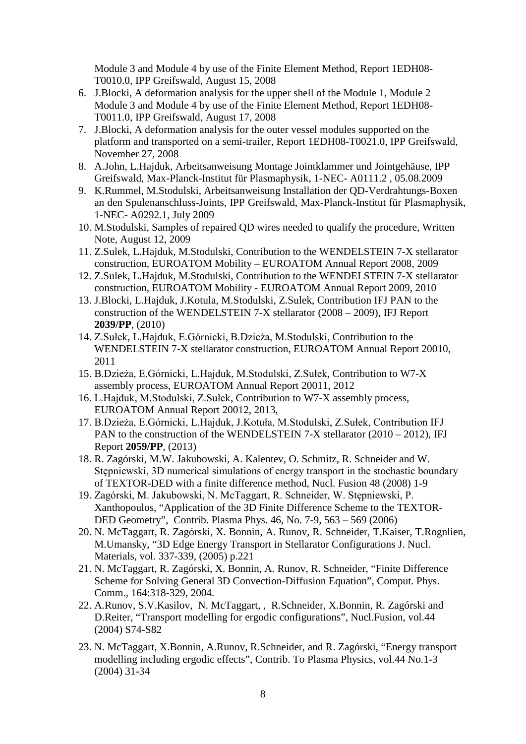Module 3 and Module 4 by use of the Finite Element Method, Report 1EDH08-T0010.0, IPP Greifswald, August 15, 2008

6. J.Blocki, A deformation analysis for the upper shell of the Module 1, Module 2 Module 3 and Module 4 by use of the Finite Element Method, Report 1EDH08-T0011.0, IPP Greifswald, August 17, 2008
7. J.Blocki, A deformation analysis for the outer vessel modules supported on the platform and transported on a semi-trailer, Report 1EDH08-T0021.0, IPP Greifswald, November 27, 2008
8. A.John, L.Hajduk, Arbeitsanweisung Montage Jointklammer und Jointgehäuse, IPP Greifswald, Max-Planck-Institut für Plasmaphysik, 1-NEC- A0111.2 , 05.08.2009
9. K.Rummel, M.Stodulski, Arbeitsanweisung Installation der QD-Verdrahtungs-Boxen an den Spulenanschluss-Joints, IPP Greifswald, Max-Planck-Institut für Plasmaphysik, 1-NEC- A0292.1, July 2009
10. M.Stodulski, Samples of repaired QD wires needed to qualify the procedure, Written Note, August 12, 2009
11. Z.Sulek, L.Hajduk, M.Stodulski, Contribution to the WENDELSTEIN 7-X stellarator construction, EUROATOM Mobility – EUROATOM Annual Report 2008, 2009
12. Z.Sulek, L.Hajduk, M.Stodulski, Contribution to the WENDELSTEIN 7-X stellarator construction, EUROATOM Mobility - EUROATOM Annual Report 2009, 2010
13. J.Blocki, L.Hajduk, J.Kotula, M.Stodulski, Z.Sulek, Contribution IFJ PAN to the construction of the WENDELSTEIN 7-X stellarator (2008 – 2009), IFJ Report **2039/PP**, (2010)
14. Z.Sułek, L.Hajduk, E.Górnicki, B.Dzieża, M.Stodulski, Contribution to the WENDELSTEIN 7-X stellarator construction, EUROATOM Annual Report 20010, 2011
15. B.Dzieża, E.Górnicki, L.Hajduk, M.Stodulski, Z.Sułek, Contribution to W7-X assembly process, EUROATOM Annual Report 20011, 2012
16. L.Hajduk, M.Stodulski, Z.Sułek, Contribution to W7-X assembly process, EUROATOM Annual Report 20012, 2013,
17. B.Dzieża, E.Górnicki, L.Hajduk, J.Kotuła, M.Stodulski, Z.Sułek, Contribution IFJ PAN to the construction of the WENDELSTEIN 7-X stellarator (2010 – 2012), IFJ Report **2059/PP**, (2013)
18. R. Zagórski, M.W. Jakubowski, A. Kalentev, O. Schmitz, R. Schneider and W. Stępniewski, 3D numerical simulations of energy transport in the stochastic boundary of TEXTOR-DED with a finite difference method, Nucl. Fusion 48 (2008) 1-9
19. Zagórski, M. Jakubowski, N. McTaggart, R. Schneider, W. Stępniewski, P. Xanthopoulos, "Application of the 3D Finite Difference Scheme to the TEXTOR-DED Geometry", Contrib. Plasma Phys. 46, No. 7-9, 563 – 569 (2006)
20. N. McTaggart, R. Zagórski, X. Bonnin, A. Runov, R. Schneider, T.Kaiser, T.Rognlien, M.Umansky, "3D Edge Energy Transport in Stellarator Configurations J. Nucl. Materials, vol. 337-339, (2005) p.221
21. N. McTaggart, R. Zagórski, X. Bonnin, A. Runov, R. Schneider, "Finite Difference Scheme for Solving General 3D Convection-Diffusion Equation", Comput. Phys. Comm., 164:318-329, 2004.
22. A.Runov, S.V.Kasilov, N. McTaggart, , R.Schneider, X.Bonnin, R. Zagórski and D.Reiter, "Transport modelling for ergodic configurations", Nucl.Fusion, vol.44 (2004) S74-S82
23. N. McTaggart, X.Bonnin, A.Runov, R.Schneider, and R. Zagórski, "Energy transport modelling including ergodic effects", Contrib. To Plasma Physics, vol.44 No.1-3 (2004) 31-34